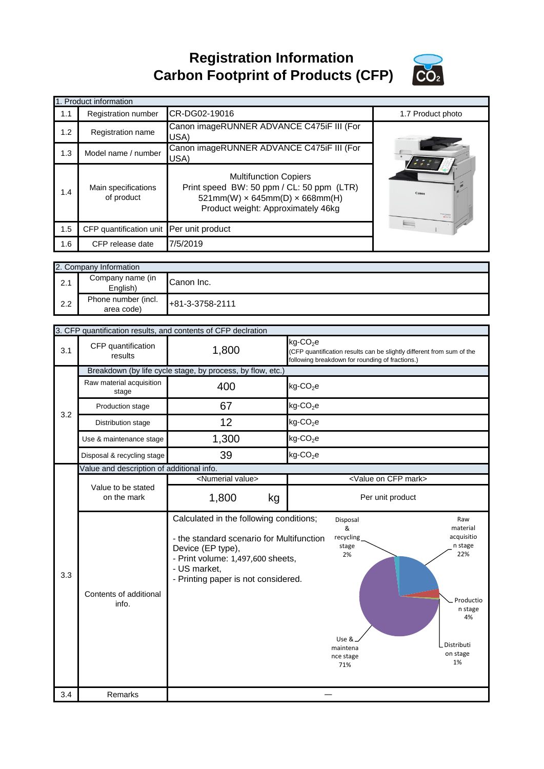# Registration Information
# Carbon Footprint of Products (CFP)

| 1. Product information | | | |
|---|---|---|---|
| 1.1 | Registration number | CR-DG02-19016 | 1.7 Product photo |
| 1.2 | Registration name | Canon imageRUNNER ADVANCE C475iF III (For USA) | |
| 1.3 | Model name / number | Canon imageRUNNER ADVANCE C475iF III (For USA) | |
| 1.4 | Main specifications of product | Multifunction Copiers<br>Print speed BW: 50 ppm / CL: 50 ppm (LTR)<br>521mm(W) × 645mm(D) × 668mm(H)<br>Product weight: Approximately 46kg | |
| 1.5 | CFP quantification unit | Per unit product | |
| 1.6 | CFP release date | 7/5/2019 | |

| 2. Company Information | | |
|---|---|---|
| 2.1 | Company name (in English) | Canon Inc. |
| 2.2 | Phone number (incl. area code) | +81-3-3758-2111 |

| 3. CFP quantification results, and contents of CFP declration | | | |
|---|---|---|---|
| 3.1 | CFP quantification results | 1,800 | kg-$CO_2$e<br>(CFP quantification results can be slightly different from sum of the following breakdown for rounding of fractions.) |
| 3.2 | Breakdown (by life cycle stage, by process, by flow, etc.) | | |
| | Raw material acquisition stage | 400 | kg-$CO_2$e |
| | Production stage | 67 | kg-$CO_2$e |
| | Distribution stage | 12 | kg-$CO_2$e |
| | Use & maintenance stage | 1,300 | kg-$CO_2$e |
| | Disposal & recycling stage | 39 | kg-$CO_2$e |
| 3.3 | Value and description of additional info. | | |
| | Value to be stated on the mark | <Numerial value><br>1,800 kg | <Value on CFP mark><br>Per unit product |
| | Contents of additional info. | Calculated in the following conditions;<br>- the standard scenario for Multifunction Device (EP type),<br>- Print volume: 1,497,600 sheets,<br>- US market,<br>- Printing paper is not considered. | Raw material acquisition stage 22%<br>Production stage 4%<br>Distribution stage 1%<br>Use & maintenance stage 71%<br>Disposal & recycling stage 2% |
| 3.4 | Remarks | — | |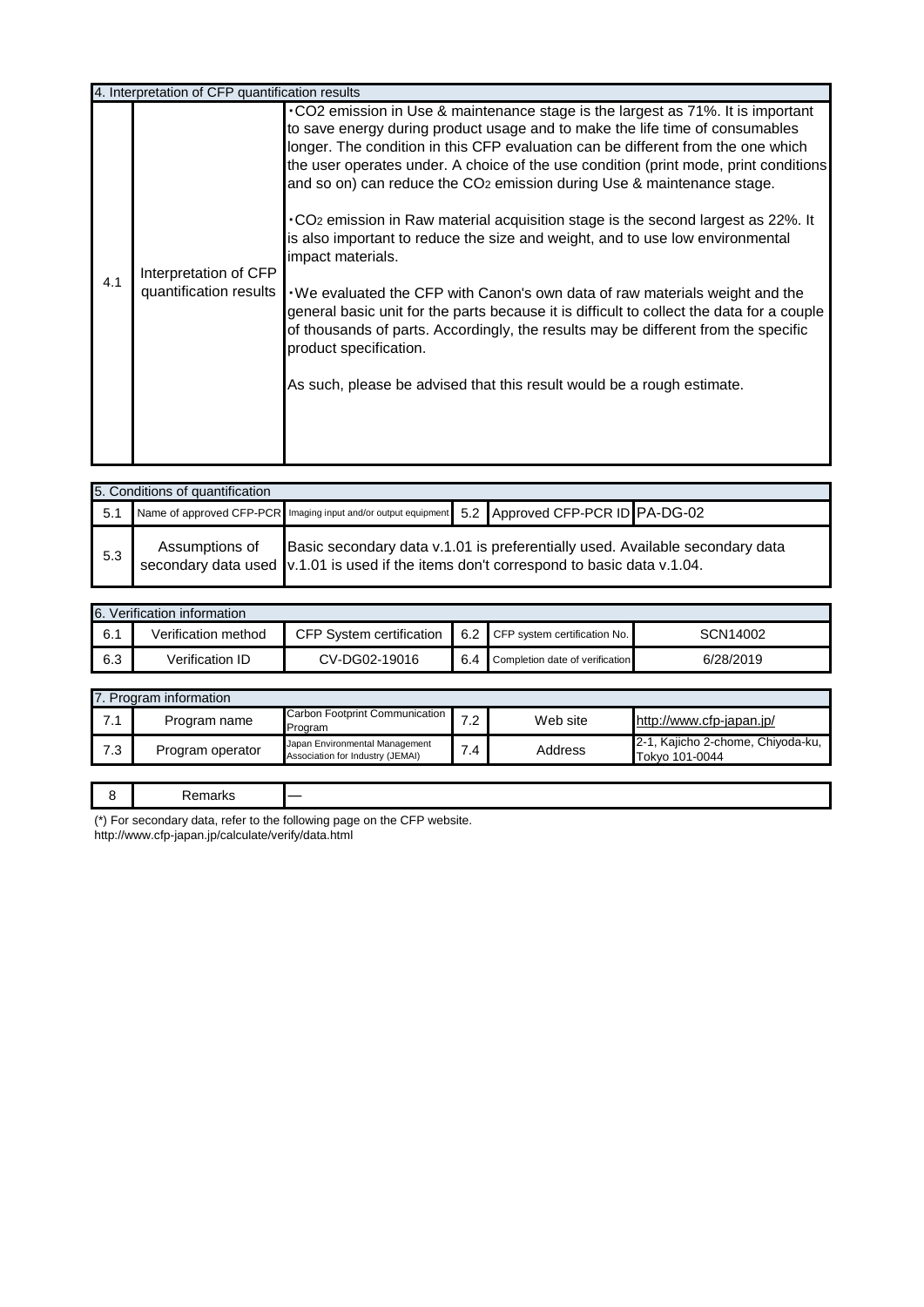| 4. Interpretation of CFP quantification results | | |
|---|---|---|
| 4.1 | Interpretation of CFP quantification results | ・$CO_2$ emission in Use & maintenance stage is the largest as 71%. It is important to save energy during product usage and to make the life time of consumables longer. The condition in this CFP evaluation can be different from the one which the user operates under. A choice of the use condition (print mode, print conditions and so on) can reduce the $CO_2$ emission during Use & maintenance stage.<br><br>・$CO_2$ emission in Raw material acquisition stage is the second largest as 22%. It is also important to reduce the size and weight, and to use low environmental impact materials.<br><br>・We evaluated the CFP with Canon's own data of raw materials weight and the general basic unit for the parts because it is difficult to collect the data for a couple of thousands of parts. Accordingly, the results may be different from the specific product specification.<br><br>As such, please be advised that this result would be a rough estimate. |

| 5. Conditions of quantification | | | | |
|---|---|---|---|---|
| 5.1 | Name of approved CFP-PCR | Imaging input and/or output equipment | 5.2 | Approved CFP-PCR ID PA-DG-02 |
| 5.3 | Assumptions of secondary data used | Basic secondary data v.1.01 is preferentially used. Available secondary data v.1.01 is used if the items don't correspond to basic data v.1.04. | | |

| 6. Verification information | | | | | |
|---|---|---|---|---|---|
| 6.1 | Verification method | CFP System certification | 6.2 | CFP system certification No. | SCN14002 |
| 6.3 | Verification ID | CV-DG02-19016 | 6.4 | Completion date of verification | 6/28/2019 |

| 7. Program information | | | | | |
|---|---|---|---|---|---|
| 7.1 | Program name | Carbon Footprint Communication Program | 7.2 | Web site | http://www.cfp-japan.jp/ |
| 7.3 | Program operator | Japan Environmental Management Association for Industry (JEMAI) | 7.4 | Address | 2-1, Kajicho 2-chome, Chiyoda-ku, Tokyo 101-0044 |

| | | |
|---|---|---|
| 8 | Remarks | — |

(*) For secondary data, refer to the following page on the CFP website.
http://www.cfp-japan.jp/calculate/verify/data.html